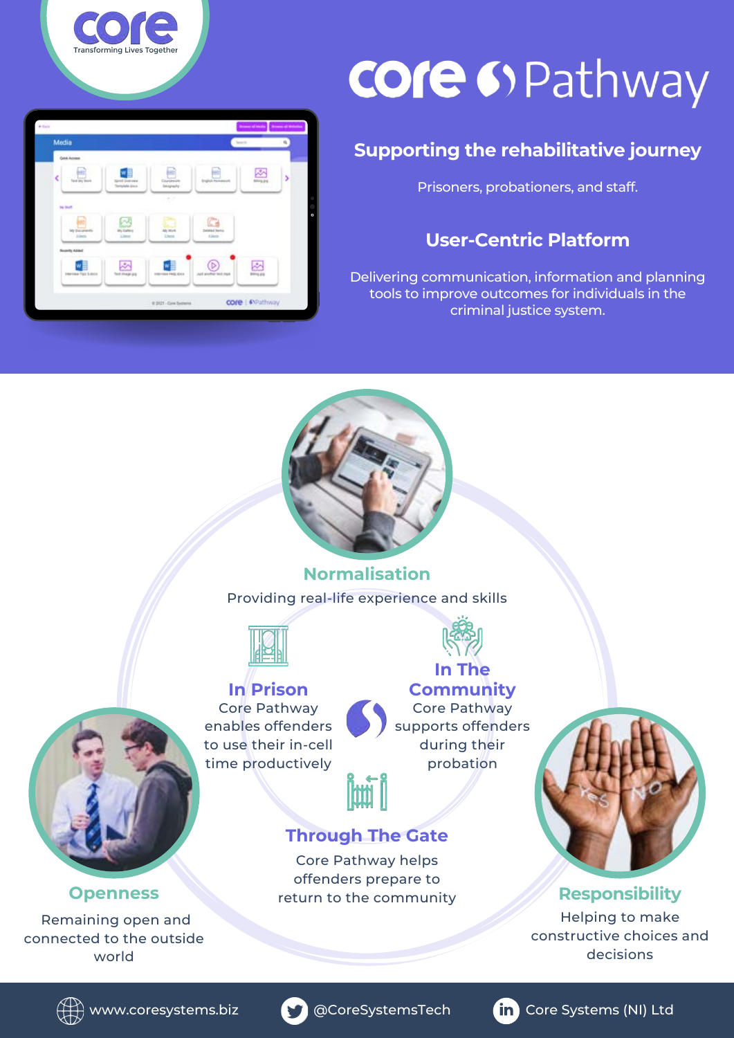core
Transforming Lives Together

# core Pathway

## Supporting the rehabilitative journey

Prisoners, probationers, and staff.

## User-Centric Platform

Delivering communication, information and planning tools to improve outcomes for individuals in the criminal justice system.

### Normalisation

Providing real-life experience and skills

### In Prison

Core Pathway enables offenders to use their in-cell time productively

### In The Community

Core Pathway supports offenders during their probation

### Through The Gate

Core Pathway helps offenders prepare to return to the community

### Openness

Remaining open and connected to the outside world

### Responsibility

Helping to make constructive choices and decisions

www.coresystems.biz | @CoreSystemsTech | Core Systems (NI) Ltd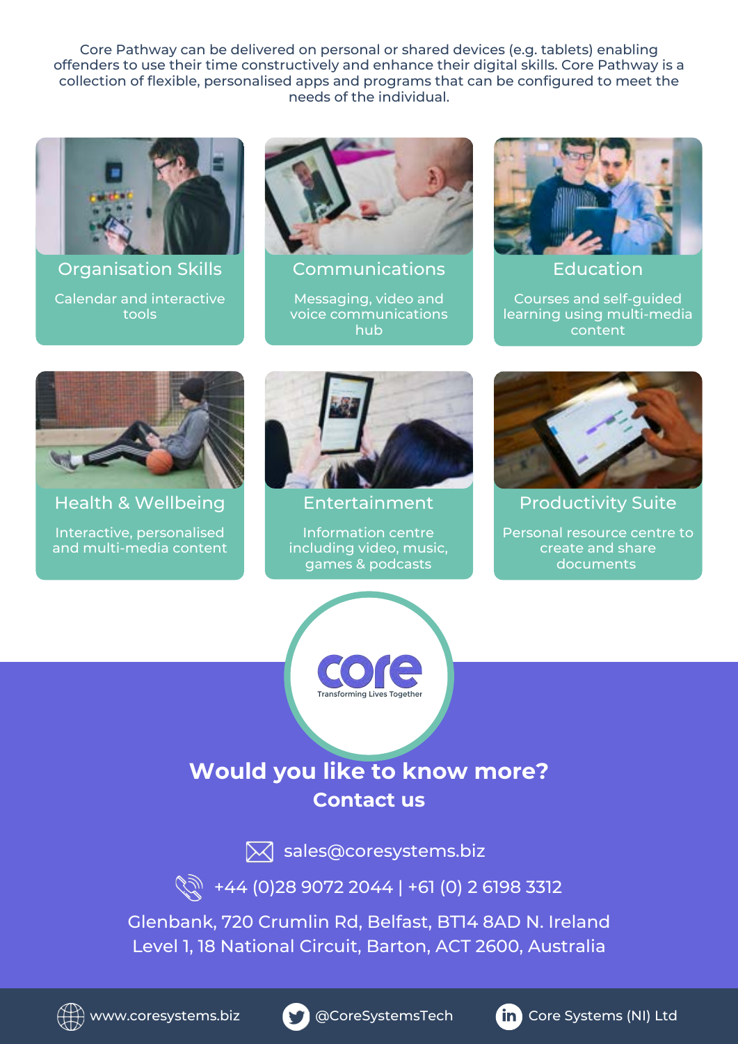Core Pathway can be delivered on personal or shared devices (e.g. tablets) enabling offenders to use their time constructively and enhance their digital skills. Core Pathway is a collection of flexible, personalised apps and programs that can be configured to meet the needs of the individual.

### Organisation Skills

Calendar and interactive tools

### Communications

Messaging, video and voice communications hub

### Education

Courses and self-guided learning using multi-media content

### Health & Wellbeing

Interactive, personalised and multi-media content

### Entertainment

Information centre including video, music, games & podcasts

### Productivity Suite

Personal resource centre to create and share documents

core

Transforming Lives Together

## Would you like to know more?

**Contact us**

sales@coresystems.biz

+44 (0)28 9072 2044 | +61 (0) 2 6198 3312

Glenbank, 720 Crumlin Rd, Belfast, BT14 8AD N. Ireland
Level 1, 18 National Circuit, Barton, ACT 2600, Australia

www.coresystems.biz | @CoreSystemsTech | Core Systems (NI) Ltd